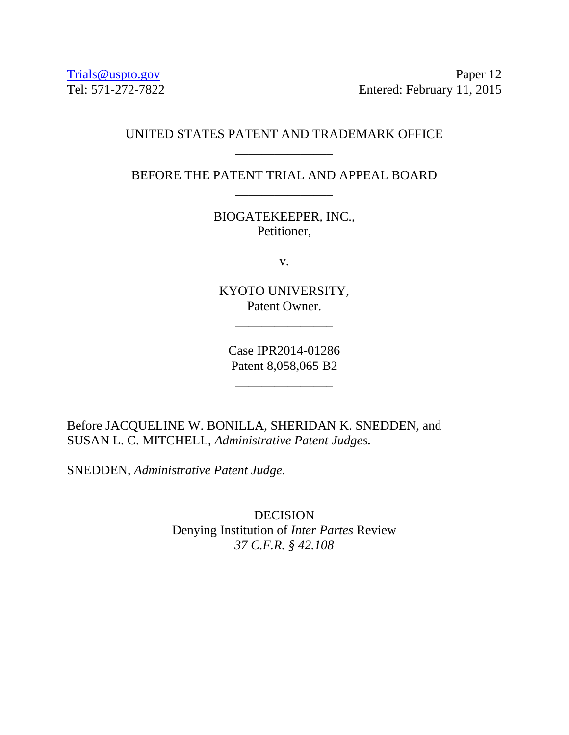Trials@uspto.gov
Tel: 571-272-7822

Paper 12
Entered: February 11, 2015

UNITED STATES PATENT AND TRADEMARK OFFICE

---

BEFORE THE PATENT TRIAL AND APPEAL BOARD

---

BIOGATEKEEPER, INC.,
Petitioner,

v.

KYOTO UNIVERSITY,
Patent Owner.

---

Case IPR2014-01286
Patent 8,058,065 B2

---

Before JACQUELINE W. BONILLA, SHERIDAN K. SNEDDEN, and SUSAN L. C. MITCHELL, *Administrative Patent Judges.*

SNEDDEN, *Administrative Patent Judge*.

DECISION
Denying Institution of *Inter Partes* Review
*37 C.F.R. § 42.108*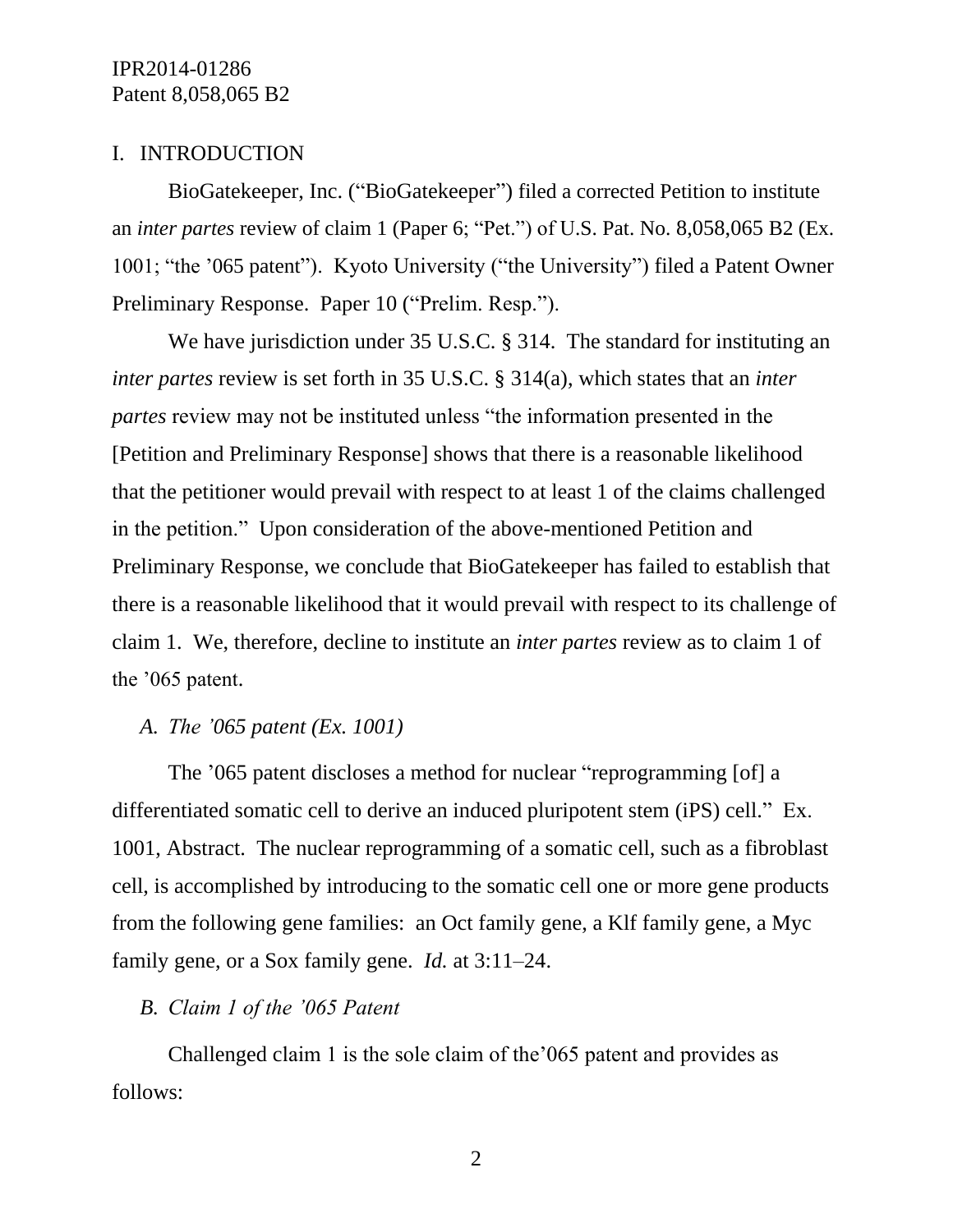# I. INTRODUCTION

BioGatekeeper, Inc. ("BioGatekeeper") filed a corrected Petition to institute an *inter partes* review of claim 1 (Paper 6; "Pet.") of U.S. Pat. No. 8,058,065 B2 (Ex. 1001; "the '065 patent"). Kyoto University ("the University") filed a Patent Owner Preliminary Response. Paper 10 ("Prelim. Resp.").

We have jurisdiction under 35 U.S.C. § 314. The standard for instituting an *inter partes* review is set forth in 35 U.S.C. § 314(a), which states that an *inter partes* review may not be instituted unless "the information presented in the [Petition and Preliminary Response] shows that there is a reasonable likelihood that the petitioner would prevail with respect to at least 1 of the claims challenged in the petition." Upon consideration of the above-mentioned Petition and Preliminary Response, we conclude that BioGatekeeper has failed to establish that there is a reasonable likelihood that it would prevail with respect to its challenge of claim 1. We, therefore, decline to institute an *inter partes* review as to claim 1 of the '065 patent.

## *A. The '065 patent (Ex. 1001)*

The '065 patent discloses a method for nuclear "reprogramming [of] a differentiated somatic cell to derive an induced pluripotent stem (iPS) cell." Ex. 1001, Abstract. The nuclear reprogramming of a somatic cell, such as a fibroblast cell, is accomplished by introducing to the somatic cell one or more gene products from the following gene families: an Oct family gene, a Klf family gene, a Myc family gene, or a Sox family gene. *Id.* at 3:11–24.

## *B. Claim 1 of the '065 Patent*

Challenged claim 1 is the sole claim of the'065 patent and provides as follows: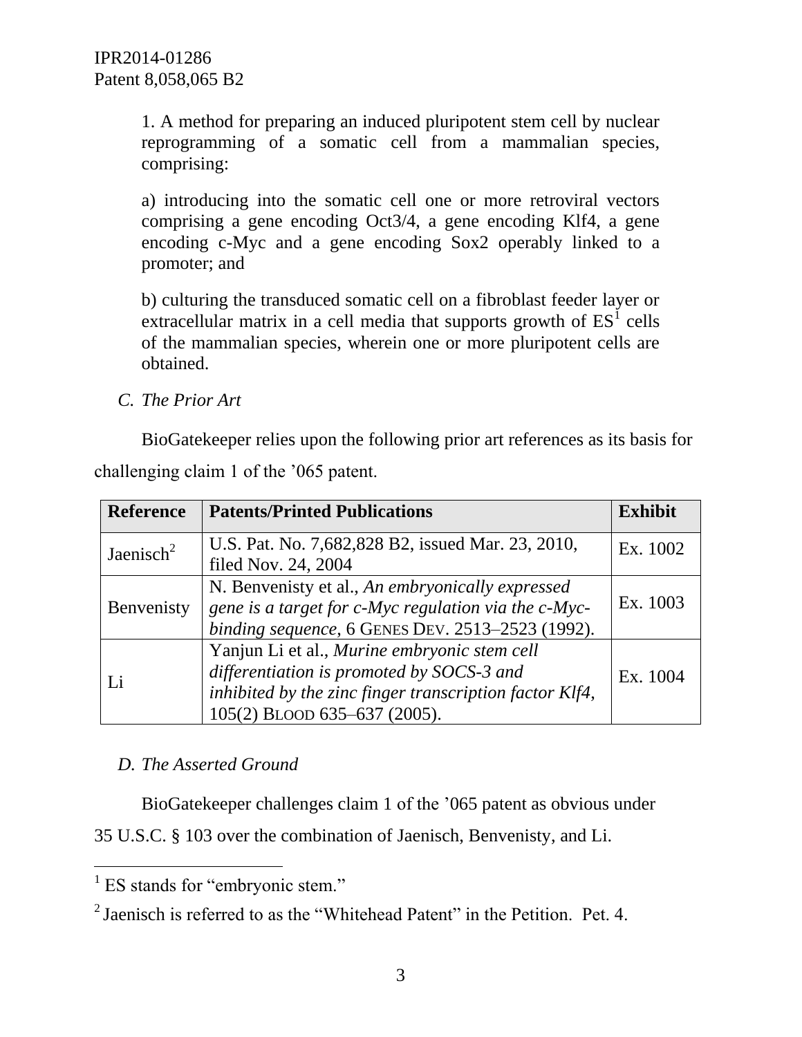1. A method for preparing an induced pluripotent stem cell by nuclear reprogramming of a somatic cell from a mammalian species, comprising:

a) introducing into the somatic cell one or more retroviral vectors comprising a gene encoding Oct3/4, a gene encoding Klf4, a gene encoding c-Myc and a gene encoding Sox2 operably linked to a promoter; and

b) culturing the transduced somatic cell on a fibroblast feeder layer or extracellular matrix in a cell media that supports growth of ES[1] cells of the mammalian species, wherein one or more pluripotent cells are obtained.

### *C. The Prior Art*

BioGatekeeper relies upon the following prior art references as its basis for challenging claim 1 of the ’065 patent.

| Reference | Patents/Printed Publications | Exhibit |
| --- | --- | --- |
| Jaenisch[2] | U.S. Pat. No. 7,682,828 B2, issued Mar. 23, 2010, filed Nov. 24, 2004 | Ex. 1002 |
| Benvenisty | N. Benvenisty et al., *An embryonically expressed gene is a target for c-Myc regulation via the c-Myc-binding sequence*, 6 GENES DEV. 2513–2523 (1992). | Ex. 1003 |
| Li | Yanjun Li et al., *Murine embryonic stem cell differentiation is promoted by SOCS-3 and inhibited by the zinc finger transcription factor Klf4*, 105(2) BLOOD 635–637 (2005). | Ex. 1004 |

### *D. The Asserted Ground*

BioGatekeeper challenges claim 1 of the ’065 patent as obvious under 35 U.S.C. § 103 over the combination of Jaenisch, Benvenisty, and Li.

---

[1] ES stands for “embryonic stem.”

[2] Jaenisch is referred to as the “Whitehead Patent” in the Petition. Pet. 4.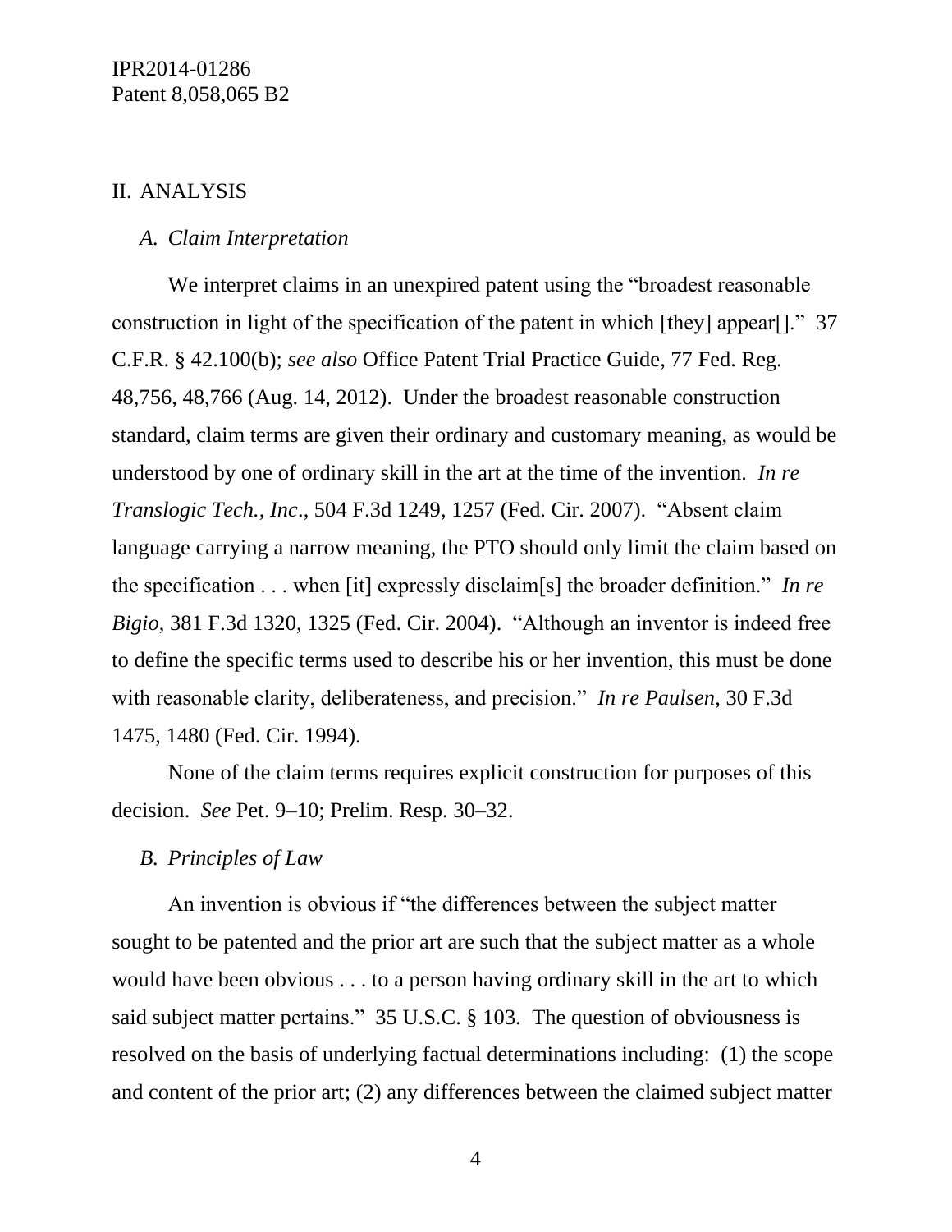## II. ANALYSIS

### *A. Claim Interpretation*

We interpret claims in an unexpired patent using the "broadest reasonable construction in light of the specification of the patent in which [they] appear[]." 37 C.F.R. § 42.100(b); *see also* Office Patent Trial Practice Guide, 77 Fed. Reg. 48,756, 48,766 (Aug. 14, 2012). Under the broadest reasonable construction standard, claim terms are given their ordinary and customary meaning, as would be understood by one of ordinary skill in the art at the time of the invention. *In re Translogic Tech., Inc*., 504 F.3d 1249, 1257 (Fed. Cir. 2007). "Absent claim language carrying a narrow meaning, the PTO should only limit the claim based on the specification . . . when [it] expressly disclaim[s] the broader definition." *In re Bigio*, 381 F.3d 1320, 1325 (Fed. Cir. 2004). "Although an inventor is indeed free to define the specific terms used to describe his or her invention, this must be done with reasonable clarity, deliberateness, and precision." *In re Paulsen*, 30 F.3d 1475, 1480 (Fed. Cir. 1994).

None of the claim terms requires explicit construction for purposes of this decision. *See* Pet. 9–10; Prelim. Resp. 30–32.

### *B. Principles of Law*

An invention is obvious if "the differences between the subject matter sought to be patented and the prior art are such that the subject matter as a whole would have been obvious . . . to a person having ordinary skill in the art to which said subject matter pertains." 35 U.S.C. § 103. The question of obviousness is resolved on the basis of underlying factual determinations including: (1) the scope and content of the prior art; (2) any differences between the claimed subject matter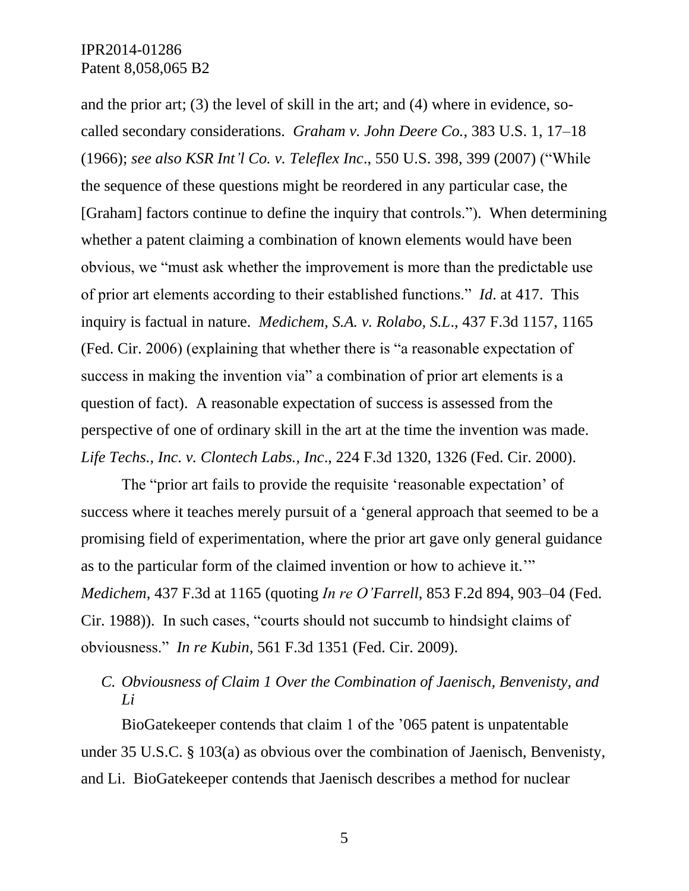and the prior art; (3) the level of skill in the art; and (4) where in evidence, so-called secondary considerations. *Graham v. John Deere Co.*, 383 U.S. 1, 17–18 (1966); *see also KSR Int'l Co. v. Teleflex Inc*., 550 U.S. 398, 399 (2007) ("While the sequence of these questions might be reordered in any particular case, the [Graham] factors continue to define the inquiry that controls."). When determining whether a patent claiming a combination of known elements would have been obvious, we "must ask whether the improvement is more than the predictable use of prior art elements according to their established functions." *Id*. at 417. This inquiry is factual in nature. *Medichem, S.A. v. Rolabo, S.L*., 437 F.3d 1157, 1165 (Fed. Cir. 2006) (explaining that whether there is "a reasonable expectation of success in making the invention via" a combination of prior art elements is a question of fact). A reasonable expectation of success is assessed from the perspective of one of ordinary skill in the art at the time the invention was made. *Life Techs., Inc. v. Clontech Labs., Inc*., 224 F.3d 1320, 1326 (Fed. Cir. 2000).

The "prior art fails to provide the requisite 'reasonable expectation' of success where it teaches merely pursuit of a 'general approach that seemed to be a promising field of experimentation, where the prior art gave only general guidance as to the particular form of the claimed invention or how to achieve it.'" *Medichem*, 437 F.3d at 1165 (quoting *In re O'Farrell*, 853 F.2d 894, 903–04 (Fed. Cir. 1988)). In such cases, "courts should not succumb to hindsight claims of obviousness." *In re Kubin*, 561 F.3d 1351 (Fed. Cir. 2009).

### *C. Obviousness of Claim 1 Over the Combination of Jaenisch, Benvenisty, and Li*

BioGatekeeper contends that claim 1 of the '065 patent is unpatentable under 35 U.S.C. § 103(a) as obvious over the combination of Jaenisch, Benvenisty, and Li. BioGatekeeper contends that Jaenisch describes a method for nuclear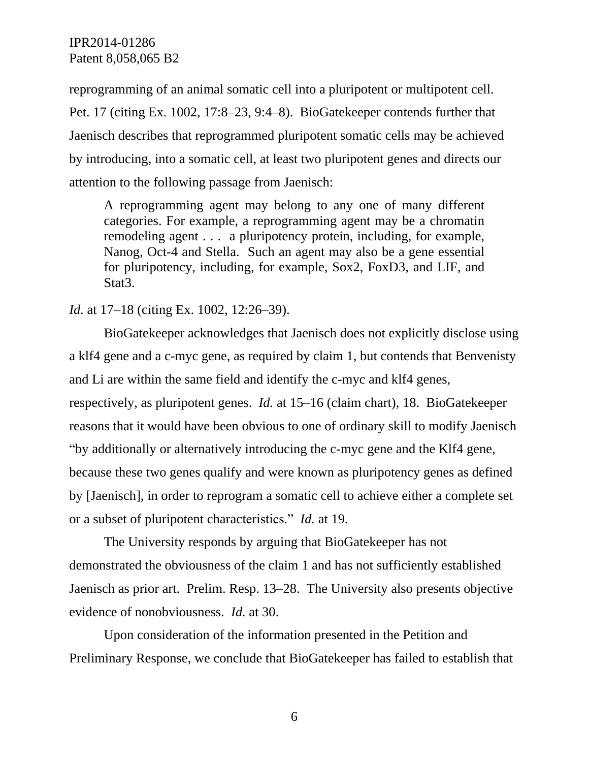reprogramming of an animal somatic cell into a pluripotent or multipotent cell. Pet. 17 (citing Ex. 1002, 17:8–23, 9:4–8). BioGatekeeper contends further that Jaenisch describes that reprogrammed pluripotent somatic cells may be achieved by introducing, into a somatic cell, at least two pluripotent genes and directs our attention to the following passage from Jaenisch:

> A reprogramming agent may belong to any one of many different categories. For example, a reprogramming agent may be a chromatin remodeling agent . . . a pluripotency protein, including, for example, Nanog, Oct-4 and Stella. Such an agent may also be a gene essential for pluripotency, including, for example, Sox2, FoxD3, and LIF, and Stat3.

*Id.* at 17–18 (citing Ex. 1002, 12:26–39).

BioGatekeeper acknowledges that Jaenisch does not explicitly disclose using a klf4 gene and a c-myc gene, as required by claim 1, but contends that Benvenisty and Li are within the same field and identify the c-myc and klf4 genes, respectively, as pluripotent genes. *Id.* at 15–16 (claim chart), 18. BioGatekeeper reasons that it would have been obvious to one of ordinary skill to modify Jaenisch "by additionally or alternatively introducing the c-myc gene and the Klf4 gene, because these two genes qualify and were known as pluripotency genes as defined by [Jaenisch], in order to reprogram a somatic cell to achieve either a complete set or a subset of pluripotent characteristics." *Id.* at 19.

The University responds by arguing that BioGatekeeper has not demonstrated the obviousness of the claim 1 and has not sufficiently established Jaenisch as prior art. Prelim. Resp. 13–28. The University also presents objective evidence of nonobviousness. *Id.* at 30.

Upon consideration of the information presented in the Petition and Preliminary Response, we conclude that BioGatekeeper has failed to establish that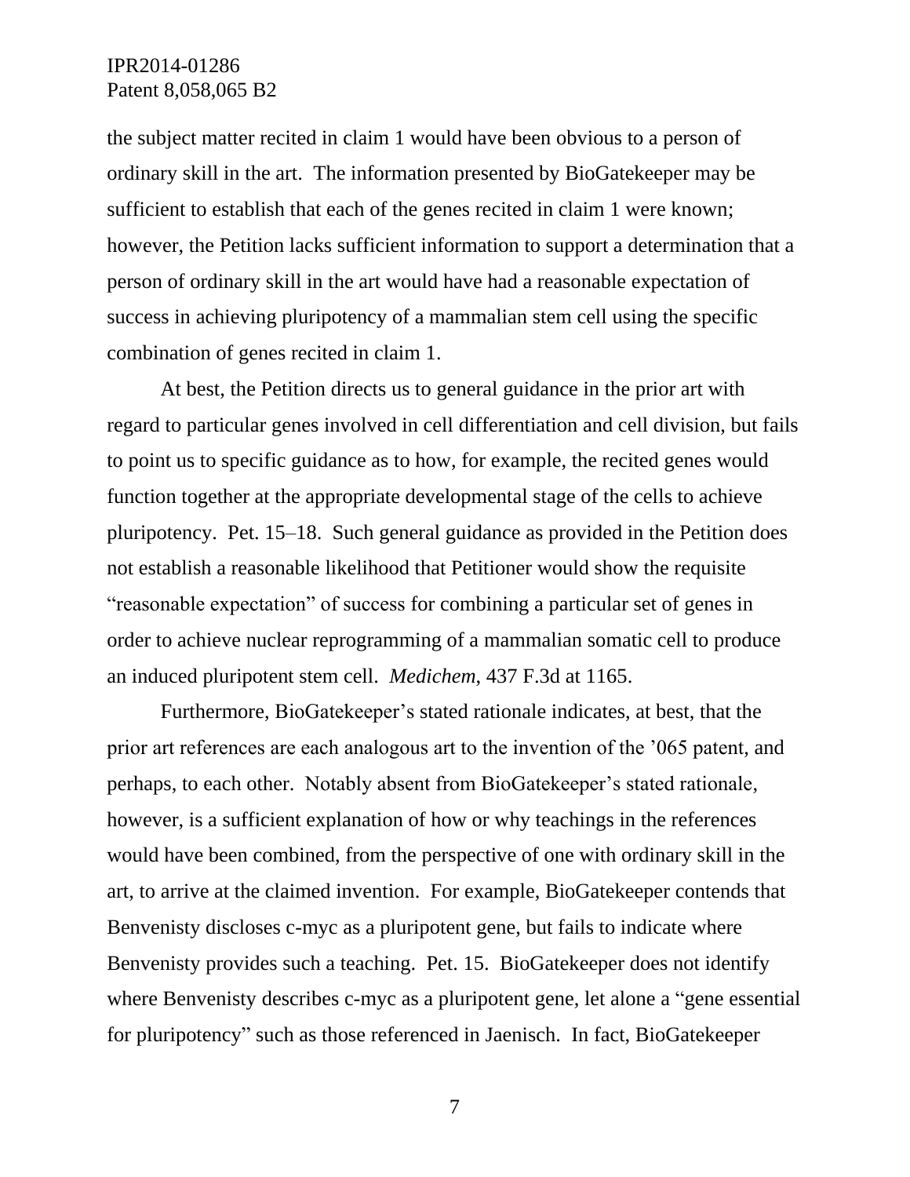the subject matter recited in claim 1 would have been obvious to a person of ordinary skill in the art. The information presented by BioGatekeeper may be sufficient to establish that each of the genes recited in claim 1 were known; however, the Petition lacks sufficient information to support a determination that a person of ordinary skill in the art would have had a reasonable expectation of success in achieving pluripotency of a mammalian stem cell using the specific combination of genes recited in claim 1.

At best, the Petition directs us to general guidance in the prior art with regard to particular genes involved in cell differentiation and cell division, but fails to point us to specific guidance as to how, for example, the recited genes would function together at the appropriate developmental stage of the cells to achieve pluripotency. Pet. 15–18. Such general guidance as provided in the Petition does not establish a reasonable likelihood that Petitioner would show the requisite "reasonable expectation" of success for combining a particular set of genes in order to achieve nuclear reprogramming of a mammalian somatic cell to produce an induced pluripotent stem cell. *Medichem*, 437 F.3d at 1165.

Furthermore, BioGatekeeper's stated rationale indicates, at best, that the prior art references are each analogous art to the invention of the '065 patent, and perhaps, to each other. Notably absent from BioGatekeeper's stated rationale, however, is a sufficient explanation of how or why teachings in the references would have been combined, from the perspective of one with ordinary skill in the art, to arrive at the claimed invention. For example, BioGatekeeper contends that Benvenisty discloses c-myc as a pluripotent gene, but fails to indicate where Benvenisty provides such a teaching. Pet. 15. BioGatekeeper does not identify where Benvenisty describes c-myc as a pluripotent gene, let alone a "gene essential for pluripotency" such as those referenced in Jaenisch. In fact, BioGatekeeper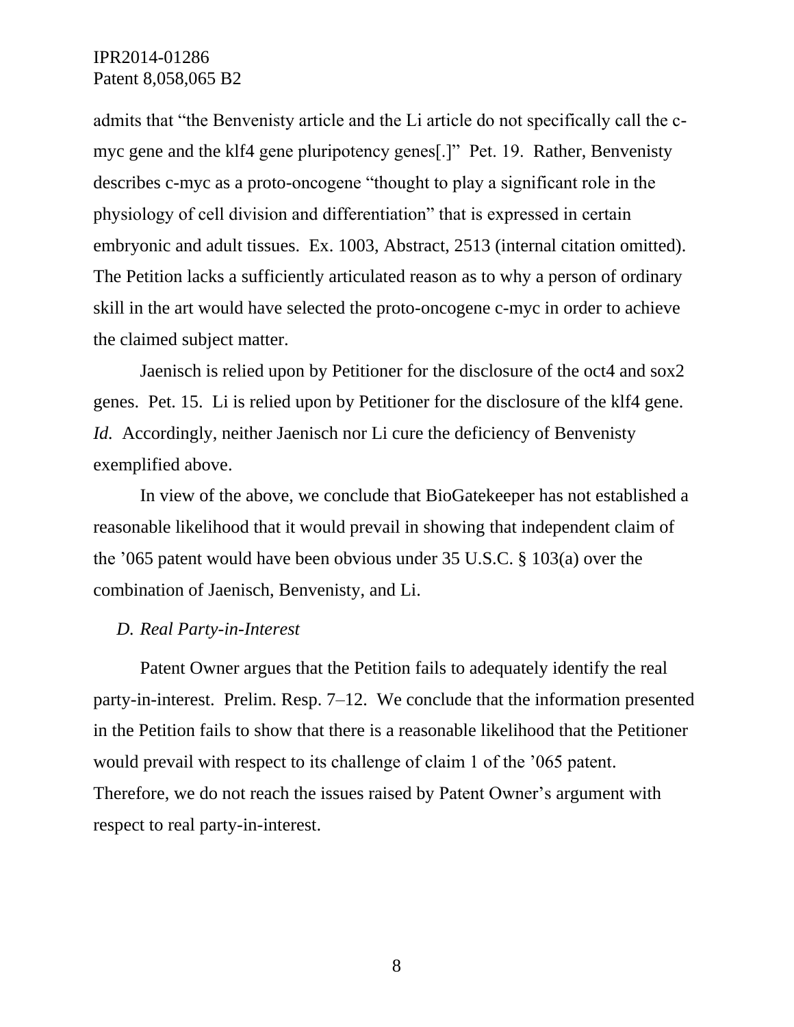admits that "the Benvenisty article and the Li article do not specifically call the c-myc gene and the klf4 gene pluripotency genes[.]" Pet. 19. Rather, Benvenisty describes c-myc as a proto-oncogene "thought to play a significant role in the physiology of cell division and differentiation" that is expressed in certain embryonic and adult tissues. Ex. 1003, Abstract, 2513 (internal citation omitted). The Petition lacks a sufficiently articulated reason as to why a person of ordinary skill in the art would have selected the proto-oncogene c-myc in order to achieve the claimed subject matter.

Jaenisch is relied upon by Petitioner for the disclosure of the oct4 and sox2 genes. Pet. 15. Li is relied upon by Petitioner for the disclosure of the klf4 gene. *Id.* Accordingly, neither Jaenisch nor Li cure the deficiency of Benvenisty exemplified above.

In view of the above, we conclude that BioGatekeeper has not established a reasonable likelihood that it would prevail in showing that independent claim of the '065 patent would have been obvious under 35 U.S.C. § 103(a) over the combination of Jaenisch, Benvenisty, and Li.

### *D. Real Party-in-Interest*

Patent Owner argues that the Petition fails to adequately identify the real party-in-interest. Prelim. Resp. 7–12. We conclude that the information presented in the Petition fails to show that there is a reasonable likelihood that the Petitioner would prevail with respect to its challenge of claim 1 of the '065 patent. Therefore, we do not reach the issues raised by Patent Owner's argument with respect to real party-in-interest.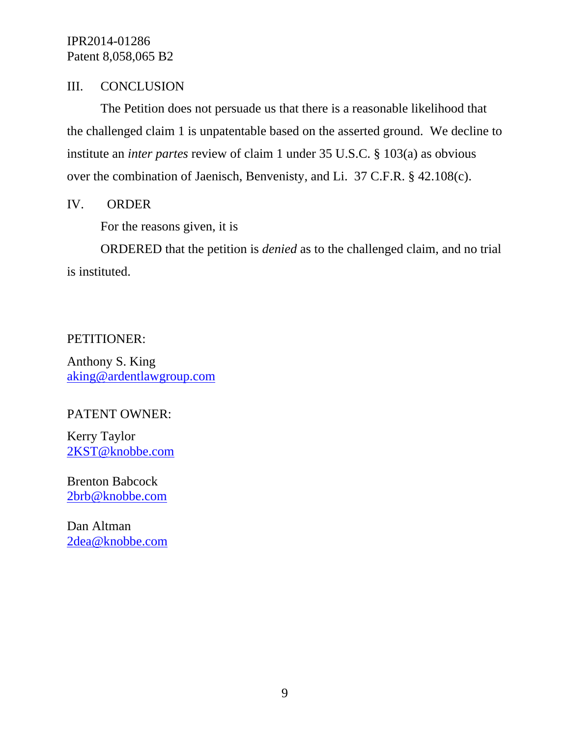IPR2014-01286
Patent 8,058,065 B2

## III. CONCLUSION

The Petition does not persuade us that there is a reasonable likelihood that the challenged claim 1 is unpatentable based on the asserted ground. We decline to institute an *inter partes* review of claim 1 under 35 U.S.C. § 103(a) as obvious over the combination of Jaenisch, Benvenisty, and Li. 37 C.F.R. § 42.108(c).

## IV. ORDER

For the reasons given, it is

ORDERED that the petition is *denied* as to the challenged claim, and no trial is instituted.

PETITIONER:

Anthony S. King
aking@ardentlawgroup.com

PATENT OWNER:

Kerry Taylor
2KST@knobbe.com

Brenton Babcock
2brb@knobbe.com

Dan Altman
2dea@knobbe.com